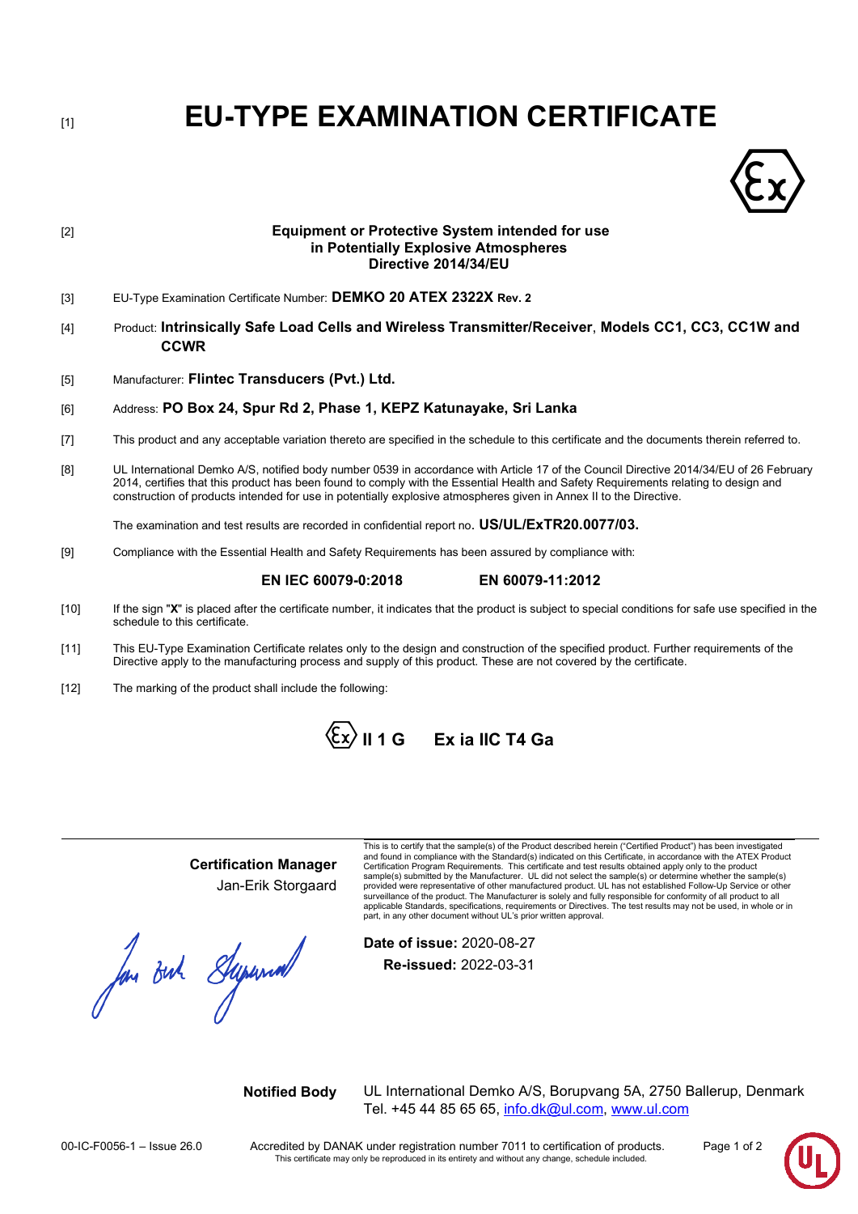[1]

# EU-TYPE EXAMINATION CERTIFICATE

[2]

**Equipment or Protective System intended for use**
**in Potentially Explosive Atmospheres**
**Directive 2014/34/EU**

[3] EU-Type Examination Certificate Number: **DEMKO 20 ATEX 2322X Rev. 2**

[4] Product: **Intrinsically Safe Load Cells and Wireless Transmitter/Receiver**, **Models CC1, CC3, CC1W and CCWR**

[5] Manufacturer: **Flintec Transducers (Pvt.) Ltd.**

[6] Address: **PO Box 24, Spur Rd 2, Phase 1, KEPZ Katunayake, Sri Lanka**

[7] This product and any acceptable variation thereto are specified in the schedule to this certificate and the documents therein referred to.

[8] UL International Demko A/S, notified body number 0539 in accordance with Article 17 of the Council Directive 2014/34/EU of 26 February 2014, certifies that this product has been found to comply with the Essential Health and Safety Requirements relating to design and construction of products intended for use in potentially explosive atmospheres given in Annex II to the Directive.

The examination and test results are recorded in confidential report no. **US/UL/ExTR20.0077/03.**

[9] Compliance with the Essential Health and Safety Requirements has been assured by compliance with:

**EN IEC 60079-0:2018** **EN 60079-11:2012**

[10] If the sign "**X**" is placed after the certificate number, it indicates that the product is subject to special conditions for safe use specified in the schedule to this certificate.

[11] This EU-Type Examination Certificate relates only to the design and construction of the specified product. Further requirements of the Directive apply to the manufacturing process and supply of this product. These are not covered by the certificate.

[12] The marking of the product shall include the following:

**Ex II 1 G** **Ex ia IIC T4 Ga**

---

**Certification Manager**
Jan-Erik Storgaard

This is to certify that the sample(s) of the Product described herein ("Certified Product") has been investigated and found in compliance with the Standard(s) indicated on this Certificate, in accordance with the ATEX Product Certification Program Requirements. This certificate and test results obtained apply only to the product sample(s) submitted by the Manufacturer. UL did not select the sample(s) or determine whether the sample(s) provided were representative of other manufactured product. UL has not established Follow-Up Service or other surveillance of the product. The Manufacturer is solely and fully responsible for conformity of all product to all applicable Standards, specifications, requirements or Directives. The test results may not be used, in whole or in part, in any other document without UL's prior written approval.

**Date of issue:** 2020-08-27
**Re-issued:** 2022-03-31

**Notified Body** UL International Demko A/S, Borupvang 5A, 2750 Ballerup, Denmark
Tel. +45 44 85 65 65, info.dk@ul.com, www.ul.com

00-IC-F0056-1 – Issue 26.0 Accredited by DANAK under registration number 7011 to certification of products.
This certificate may only be reproduced in its entirety and without any change, schedule included.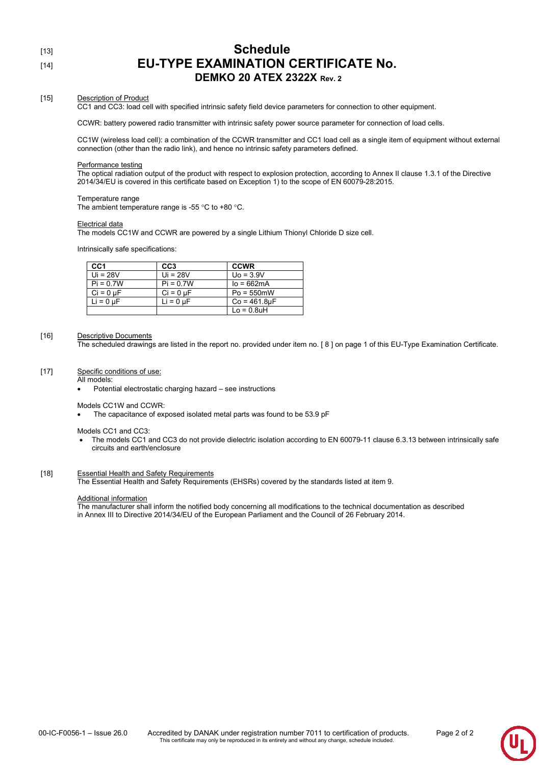[13]
# Schedule
[14]
# EU-TYPE EXAMINATION CERTIFICATE No.
## DEMKO 20 ATEX 2322X Rev. 2

[15] Description of Product

CC1 and CC3: load cell with specified intrinsic safety field device parameters for connection to other equipment.

CCWR: battery powered radio transmitter with intrinsic safety power source parameter for connection of load cells.

CC1W (wireless load cell): a combination of the CCWR transmitter and CC1 load cell as a single item of equipment without external connection (other than the radio link), and hence no intrinsic safety parameters defined.

Performance testing

The optical radiation output of the product with respect to explosion protection, according to Annex II clause 1.3.1 of the Directive 2014/34/EU is covered in this certificate based on Exception 1) to the scope of EN 60079-28:2015.

Temperature range

The ambient temperature range is -55 °C to +80 °C.

Electrical data

The models CC1W and CCWR are powered by a single Lithium Thionyl Chloride D size cell.

Intrinsically safe specifications:

| CC1 | CC3 | CCWR |
|---|---|---|
| Ui = 28V | Ui = 28V | Uo = 3.9V |
| Pi = 0.7W | Pi = 0.7W | Io = 662mA |
| Ci = 0 µF | Ci = 0 µF | Po = 550mW |
| Li = 0 µF | Li = 0 µF | Co = 461.8µF |
| | | Lo = 0.8uH |

[16] Descriptive Documents

The scheduled drawings are listed in the report no. provided under item no. [ 8 ] on page 1 of this EU-Type Examination Certificate.

[17] Specific conditions of use:

All models:

- Potential electrostatic charging hazard – see instructions

Models CC1W and CCWR:

- The capacitance of exposed isolated metal parts was found to be 53.9 pF

Models CC1 and CC3:

- The models CC1 and CC3 do not provide dielectric isolation according to EN 60079-11 clause 6.3.13 between intrinsically safe circuits and earth/enclosure

[18] Essential Health and Safety Requirements

The Essential Health and Safety Requirements (EHSRs) covered by the standards listed at item 9.

Additional information

The manufacturer shall inform the notified body concerning all modifications to the technical documentation as described in Annex III to Directive 2014/34/EU of the European Parliament and the Council of 26 February 2014.

00-IC-F0056-1 – Issue 26.0 Accredited by DANAK under registration number 7011 to certification of products.
This certificate may only be reproduced in its entirety and without any change, schedule included.